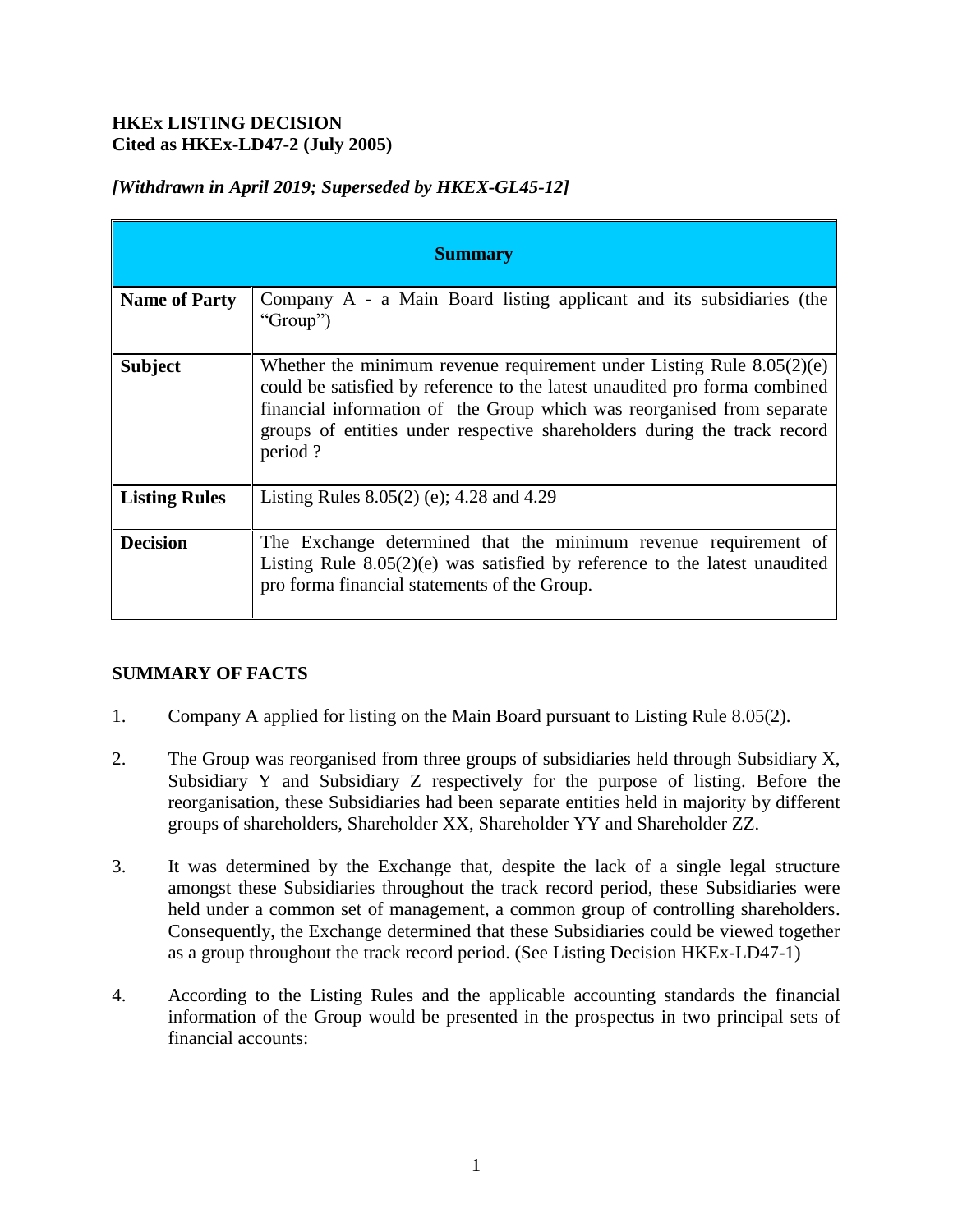**HKEx LISTING DECISION**
**Cited as HKEx-LD47-2 (July 2005)**

***[Withdrawn in April 2019; Superseded by HKEX-GL45-12]***

| **Summary** | |
|---|---|
| **Name of Party** | Company A - a Main Board listing applicant and its subsidiaries (the "Group") |
| **Subject** | Whether the minimum revenue requirement under Listing Rule 8.05(2)(e) could be satisfied by reference to the latest unaudited pro forma combined financial information of the Group which was reorganised from separate groups of entities under respective shareholders during the track record period ? |
| **Listing Rules** | Listing Rules 8.05(2) (e); 4.28 and 4.29 |
| **Decision** | The Exchange determined that the minimum revenue requirement of Listing Rule 8.05(2)(e) was satisfied by reference to the latest unaudited pro forma financial statements of the Group. |

## SUMMARY OF FACTS

1. Company A applied for listing on the Main Board pursuant to Listing Rule 8.05(2).

2. The Group was reorganised from three groups of subsidiaries held through Subsidiary X, Subsidiary Y and Subsidiary Z respectively for the purpose of listing. Before the reorganisation, these Subsidiaries had been separate entities held in majority by different groups of shareholders, Shareholder XX, Shareholder YY and Shareholder ZZ.

3. It was determined by the Exchange that, despite the lack of a single legal structure amongst these Subsidiaries throughout the track record period, these Subsidiaries were held under a common set of management, a common group of controlling shareholders. Consequently, the Exchange determined that these Subsidiaries could be viewed together as a group throughout the track record period. (See Listing Decision HKEx-LD47-1)

4. According to the Listing Rules and the applicable accounting standards the financial information of the Group would be presented in the prospectus in two principal sets of financial accounts: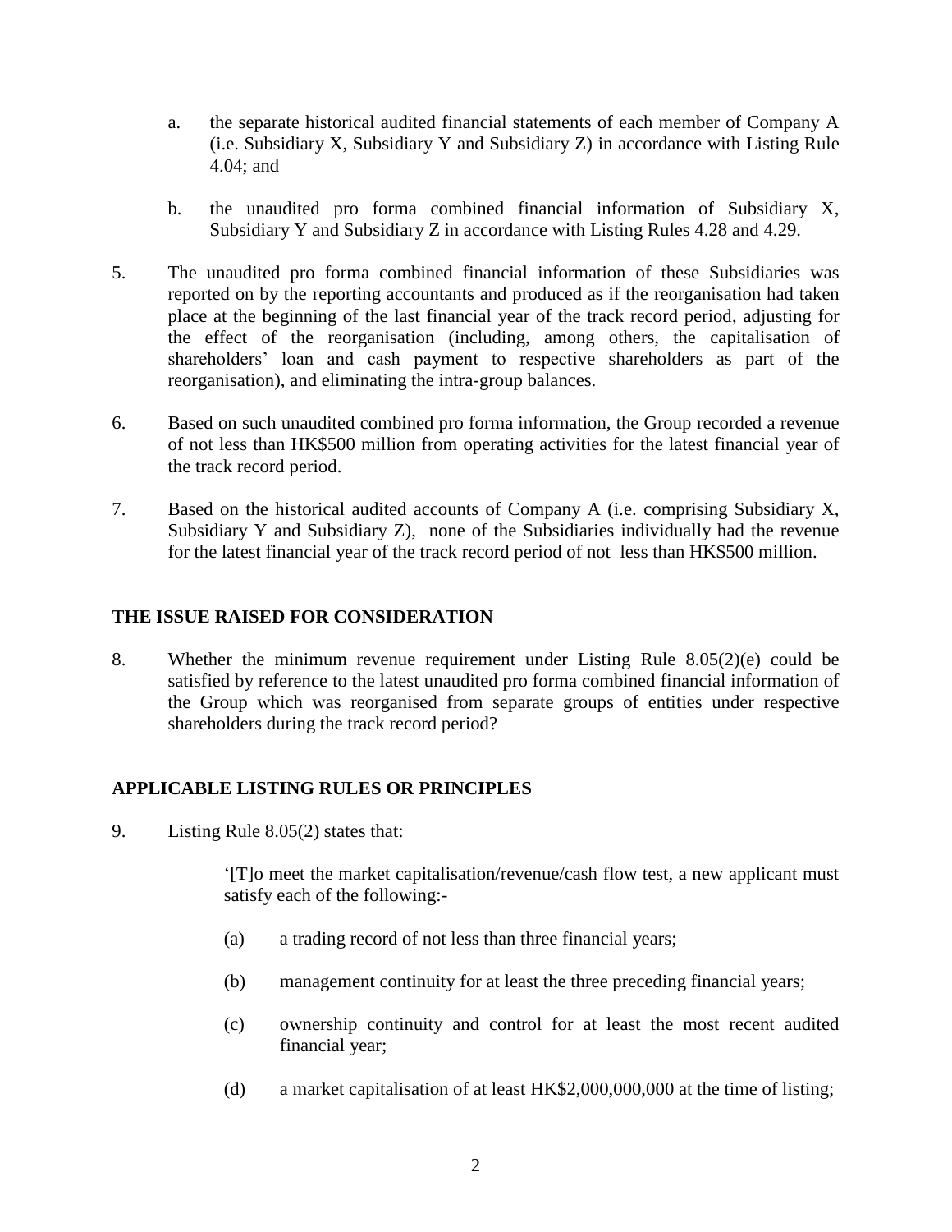a. the separate historical audited financial statements of each member of Company A (i.e. Subsidiary X, Subsidiary Y and Subsidiary Z) in accordance with Listing Rule 4.04; and

b. the unaudited pro forma combined financial information of Subsidiary X, Subsidiary Y and Subsidiary Z in accordance with Listing Rules 4.28 and 4.29.

5. The unaudited pro forma combined financial information of these Subsidiaries was reported on by the reporting accountants and produced as if the reorganisation had taken place at the beginning of the last financial year of the track record period, adjusting for the effect of the reorganisation (including, among others, the capitalisation of shareholders' loan and cash payment to respective shareholders as part of the reorganisation), and eliminating the intra-group balances.

6. Based on such unaudited combined pro forma information, the Group recorded a revenue of not less than HK$500 million from operating activities for the latest financial year of the track record period.

7. Based on the historical audited accounts of Company A (i.e. comprising Subsidiary X, Subsidiary Y and Subsidiary Z), none of the Subsidiaries individually had the revenue for the latest financial year of the track record period of not less than HK$500 million.

## THE ISSUE RAISED FOR CONSIDERATION

8. Whether the minimum revenue requirement under Listing Rule 8.05(2)(e) could be satisfied by reference to the latest unaudited pro forma combined financial information of the Group which was reorganised from separate groups of entities under respective shareholders during the track record period?

## APPLICABLE LISTING RULES OR PRINCIPLES

9. Listing Rule 8.05(2) states that:

> '[T]o meet the market capitalisation/revenue/cash flow test, a new applicant must satisfy each of the following:-
>
> (a) a trading record of not less than three financial years;
>
> (b) management continuity for at least the three preceding financial years;
>
> (c) ownership continuity and control for at least the most recent audited financial year;
>
> (d) a market capitalisation of at least HK$2,000,000,000 at the time of listing;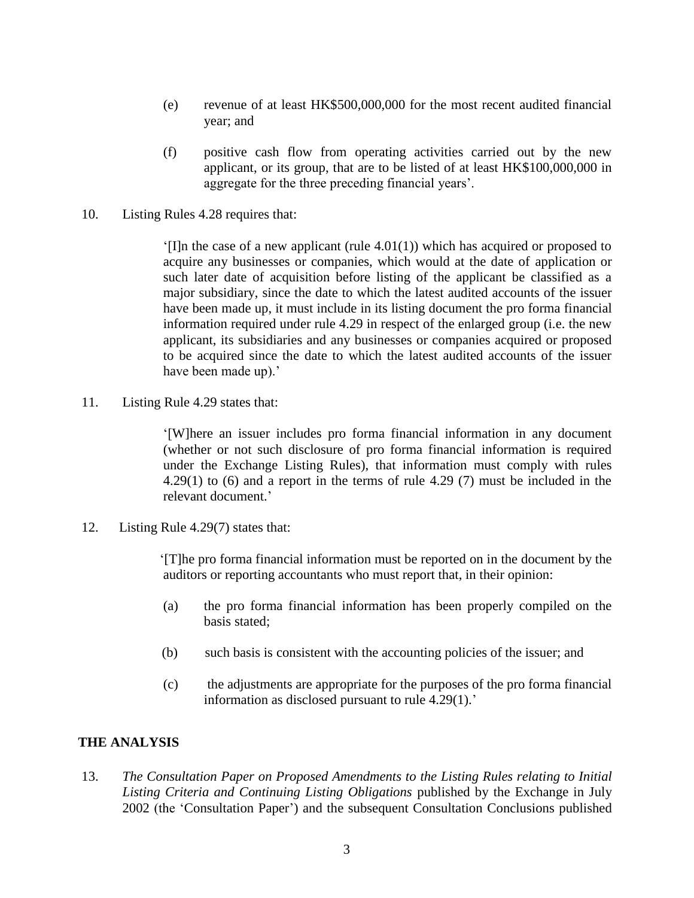(e) revenue of at least HK$500,000,000 for the most recent audited financial year; and

(f) positive cash flow from operating activities carried out by the new applicant, or its group, that are to be listed of at least HK$100,000,000 in aggregate for the three preceding financial years'.

10. Listing Rules 4.28 requires that:

> '[I]n the case of a new applicant (rule 4.01(1)) which has acquired or proposed to acquire any businesses or companies, which would at the date of application or such later date of acquisition before listing of the applicant be classified as a major subsidiary, since the date to which the latest audited accounts of the issuer have been made up, it must include in its listing document the pro forma financial information required under rule 4.29 in respect of the enlarged group (i.e. the new applicant, its subsidiaries and any businesses or companies acquired or proposed to be acquired since the date to which the latest audited accounts of the issuer have been made up).'

11. Listing Rule 4.29 states that:

> '[W]here an issuer includes pro forma financial information in any document (whether or not such disclosure of pro forma financial information is required under the Exchange Listing Rules), that information must comply with rules 4.29(1) to (6) and a report in the terms of rule 4.29 (7) must be included in the relevant document.'

12. Listing Rule 4.29(7) states that:

> '[T]he pro forma financial information must be reported on in the document by the auditors or reporting accountants who must report that, in their opinion:
>
> (a) the pro forma financial information has been properly compiled on the basis stated;
>
> (b) such basis is consistent with the accounting policies of the issuer; and
>
> (c) the adjustments are appropriate for the purposes of the pro forma financial information as disclosed pursuant to rule 4.29(1).'

## THE ANALYSIS

13. *The Consultation Paper on Proposed Amendments to the Listing Rules relating to Initial Listing Criteria and Continuing Listing Obligations* published by the Exchange in July 2002 (the 'Consultation Paper') and the subsequent Consultation Conclusions published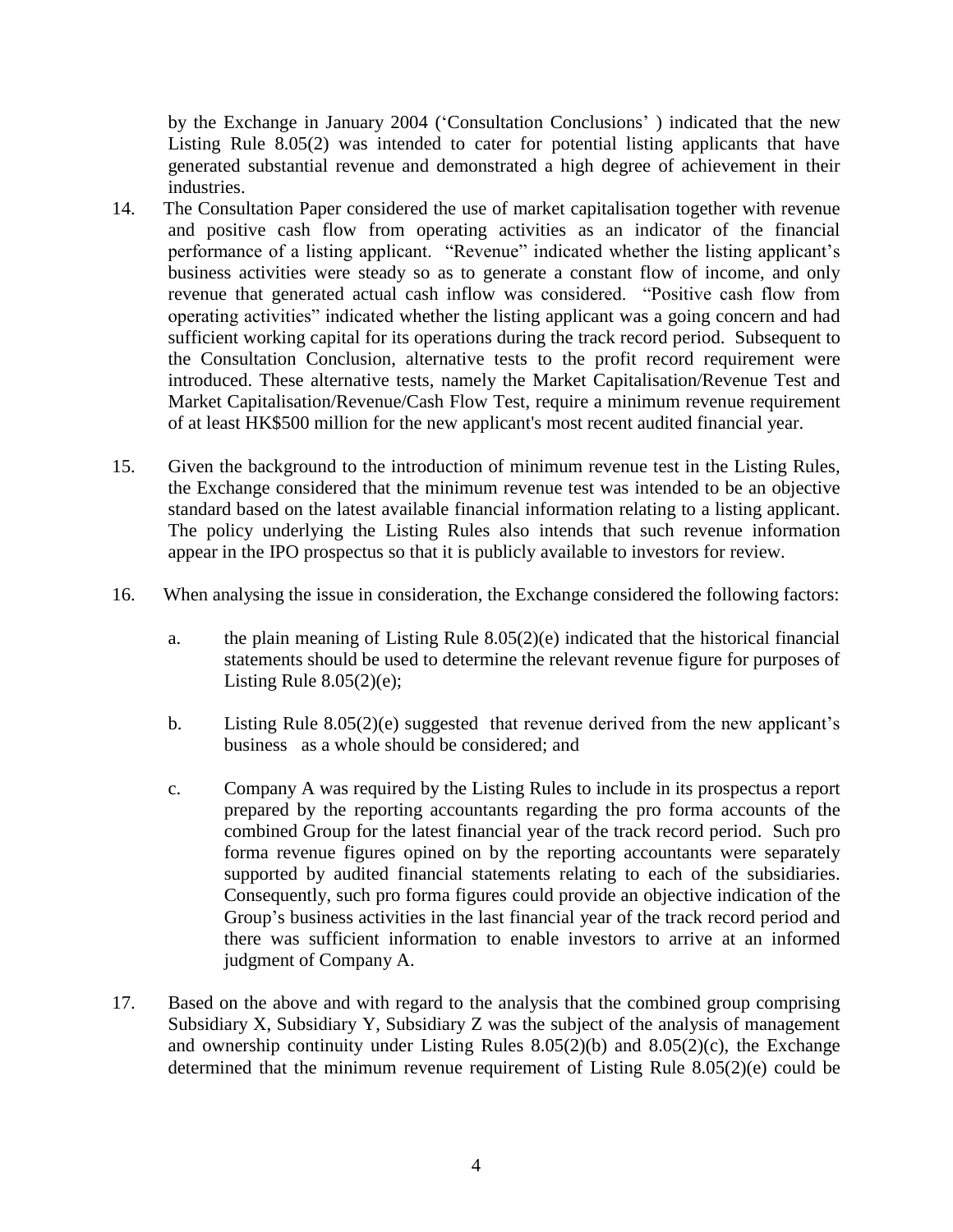by the Exchange in January 2004 ('Consultation Conclusions' ) indicated that the new Listing Rule 8.05(2) was intended to cater for potential listing applicants that have generated substantial revenue and demonstrated a high degree of achievement in their industries.

14. The Consultation Paper considered the use of market capitalisation together with revenue and positive cash flow from operating activities as an indicator of the financial performance of a listing applicant. "Revenue" indicated whether the listing applicant's business activities were steady so as to generate a constant flow of income, and only revenue that generated actual cash inflow was considered. "Positive cash flow from operating activities" indicated whether the listing applicant was a going concern and had sufficient working capital for its operations during the track record period. Subsequent to the Consultation Conclusion, alternative tests to the profit record requirement were introduced. These alternative tests, namely the Market Capitalisation/Revenue Test and Market Capitalisation/Revenue/Cash Flow Test, require a minimum revenue requirement of at least HK$500 million for the new applicant's most recent audited financial year.

15. Given the background to the introduction of minimum revenue test in the Listing Rules, the Exchange considered that the minimum revenue test was intended to be an objective standard based on the latest available financial information relating to a listing applicant. The policy underlying the Listing Rules also intends that such revenue information appear in the IPO prospectus so that it is publicly available to investors for review.

16. When analysing the issue in consideration, the Exchange considered the following factors:

    a. the plain meaning of Listing Rule 8.05(2)(e) indicated that the historical financial statements should be used to determine the relevant revenue figure for purposes of Listing Rule 8.05(2)(e);

    b. Listing Rule 8.05(2)(e) suggested that revenue derived from the new applicant's business as a whole should be considered; and

    c. Company A was required by the Listing Rules to include in its prospectus a report prepared by the reporting accountants regarding the pro forma accounts of the combined Group for the latest financial year of the track record period. Such pro forma revenue figures opined on by the reporting accountants were separately supported by audited financial statements relating to each of the subsidiaries. Consequently, such pro forma figures could provide an objective indication of the Group's business activities in the last financial year of the track record period and there was sufficient information to enable investors to arrive at an informed judgment of Company A.

17. Based on the above and with regard to the analysis that the combined group comprising Subsidiary X, Subsidiary Y, Subsidiary Z was the subject of the analysis of management and ownership continuity under Listing Rules 8.05(2)(b) and 8.05(2)(c), the Exchange determined that the minimum revenue requirement of Listing Rule 8.05(2)(e) could be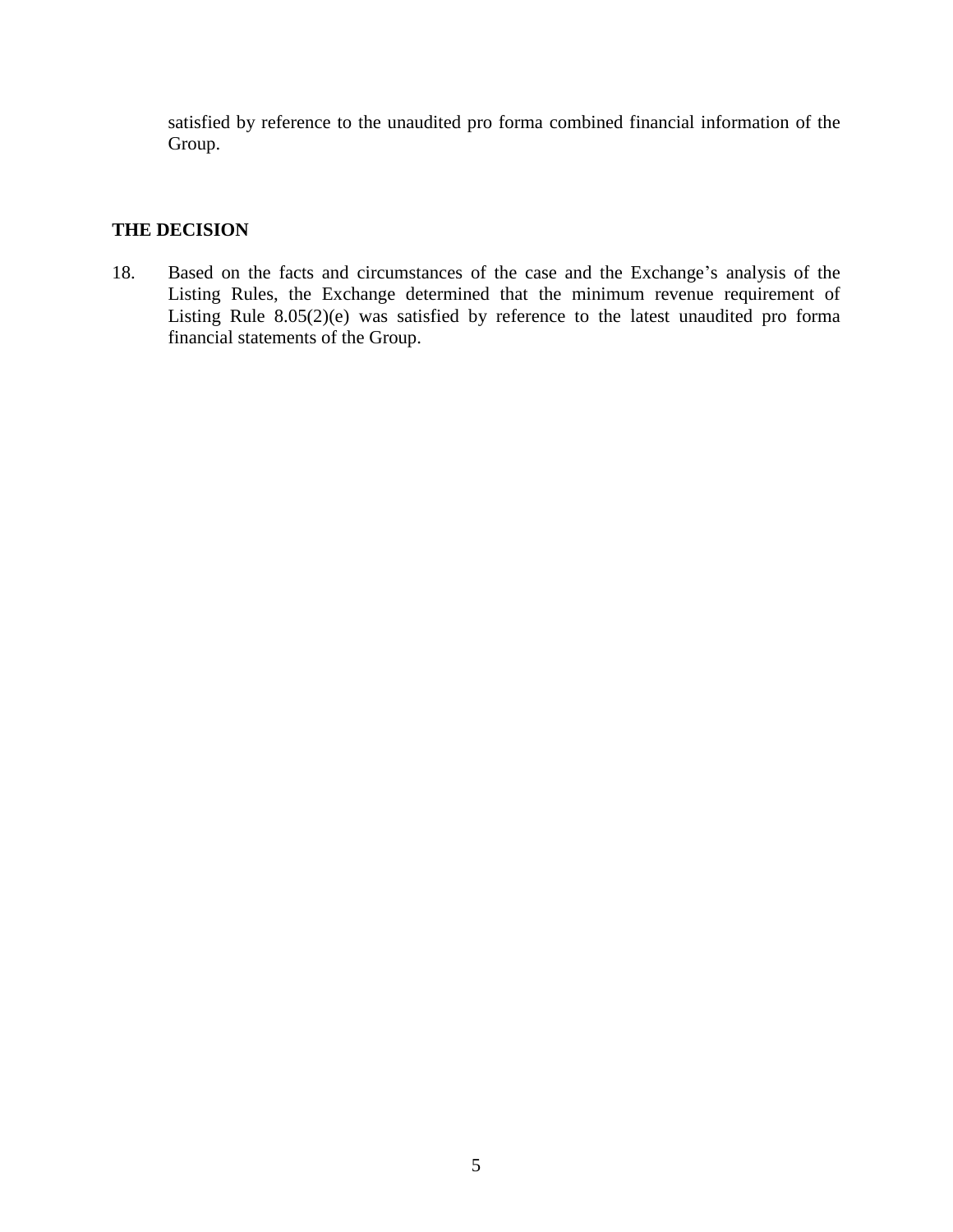satisfied by reference to the unaudited pro forma combined financial information of the Group.

## THE DECISION

18. Based on the facts and circumstances of the case and the Exchange's analysis of the Listing Rules, the Exchange determined that the minimum revenue requirement of Listing Rule 8.05(2)(e) was satisfied by reference to the latest unaudited pro forma financial statements of the Group.